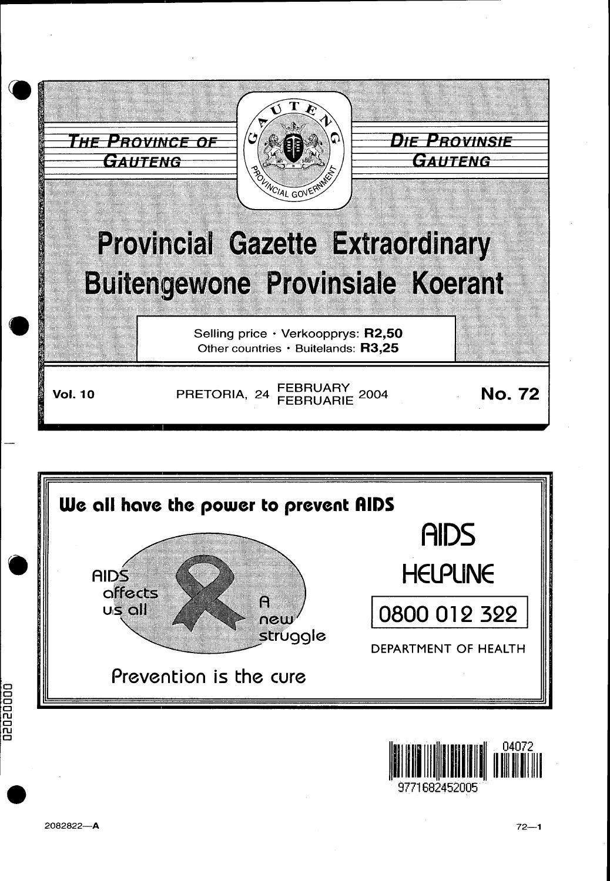**THE PROVINCE OF GAUTENG**

**DIE PROVINSIE GAUTENG**

# Provincial Gazette Extraordinary
# Buitengewone Provinsiale Koerant

Selling price · Verkoopprys: **R2,50**
Other countries · Buitelands: **R3,25**

**Vol. 10** PRETORIA, 24 FEBRUARY / FEBRUARIE 2004 **No. 72**

**We all have the power to prevent AIDS**

AIDS affects us all

A new struggle

Prevention is the cure

AIDS HELPLINE

0800 012 322

DEPARTMENT OF HEALTH

2082822—A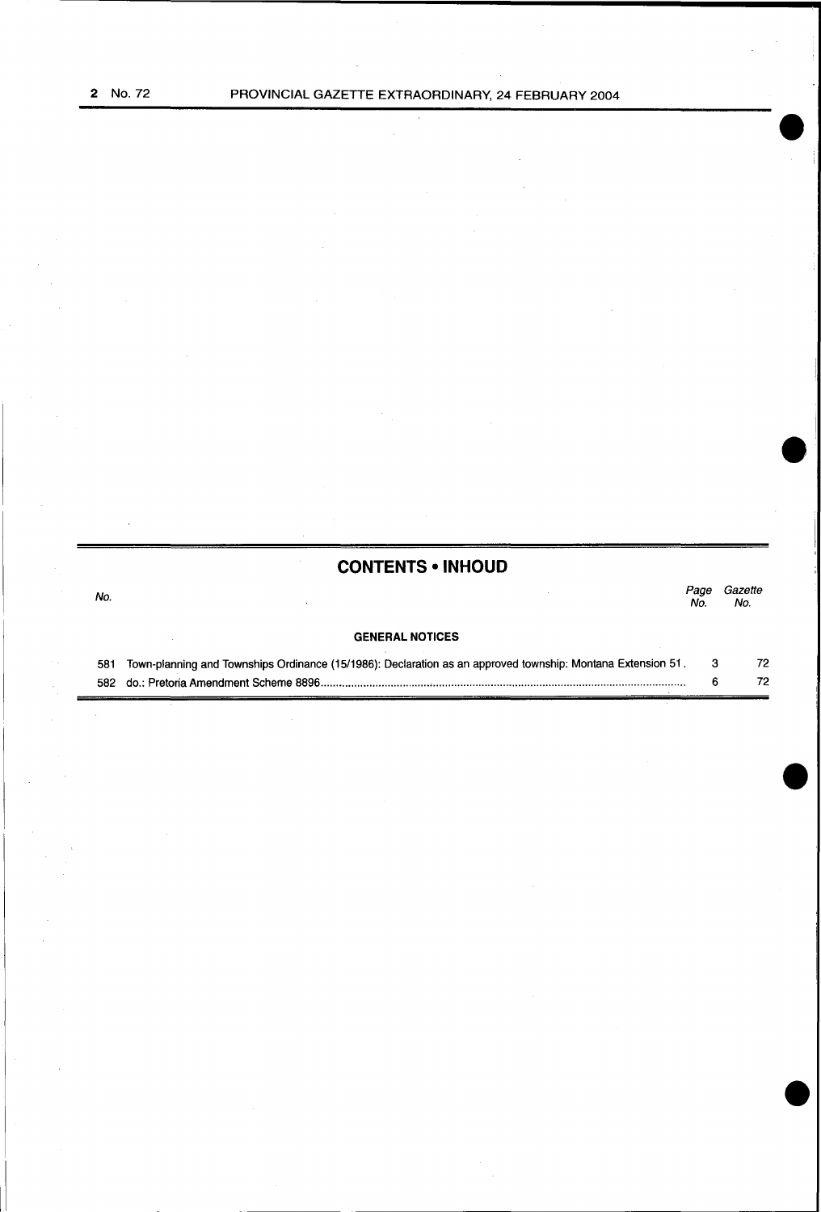## CONTENTS • INHOUD

| No. | | Page No. | Gazette No. |
|---|---|---|---|
| | **GENERAL NOTICES** | | |
| 581 | Town-planning and Townships Ordinance (15/1986): Declaration as an approved township: Montana Extension 51 | 3 | 72 |
| 582 | do.: Pretoria Amendment Scheme 8896 | 6 | 72 |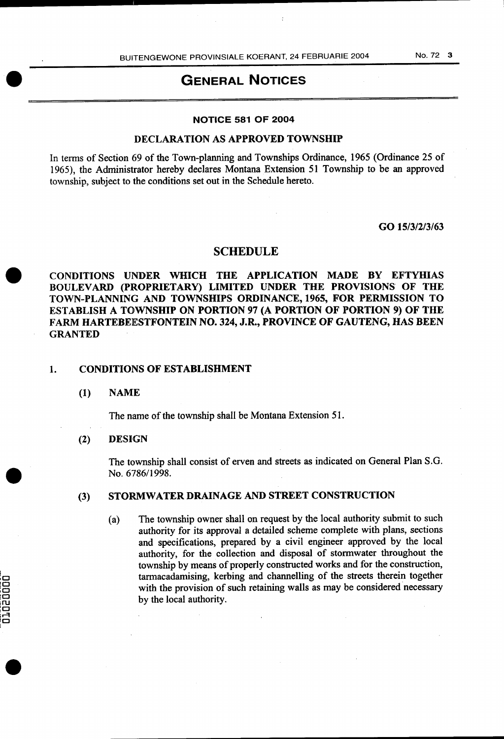# GENERAL NOTICES

## NOTICE 581 OF 2004

## DECLARATION AS APPROVED TOWNSHIP

In terms of Section 69 of the Town-planning and Townships Ordinance, 1965 (Ordinance 25 of 1965), the Administrator hereby declares Montana Extension 51 Township to be an approved township, subject to the conditions set out in the Schedule hereto.

GO 15/3/2/3/63

## SCHEDULE

**CONDITIONS UNDER WHICH THE APPLICATION MADE BY EFTYHIAS BOULEVARD (PROPRIETARY) LIMITED UNDER THE PROVISIONS OF THE TOWN-PLANNING AND TOWNSHIPS ORDINANCE, 1965, FOR PERMISSION TO ESTABLISH A TOWNSHIP ON PORTION 97 (A PORTION OF PORTION 9) OF THE FARM HARTEBEESTFONTEIN NO. 324, J.R., PROVINCE OF GAUTENG, HAS BEEN GRANTED**

### 1. CONDITIONS OF ESTABLISHMENT

**(1) NAME**

The name of the township shall be Montana Extension 51.

**(2) DESIGN**

The township shall consist of erven and streets as indicated on General Plan S.G. No. 6786/1998.

**(3) STORMWATER DRAINAGE AND STREET CONSTRUCTION**

(a) The township owner shall on request by the local authority submit to such authority for its approval a detailed scheme complete with plans, sections and specifications, prepared by a civil engineer approved by the local authority, for the collection and disposal of stormwater throughout the township by means of properly constructed works and for the construction, tarmacadamising, kerbing and channelling of the streets therein together with the provision of such retaining walls as may be considered necessary by the local authority.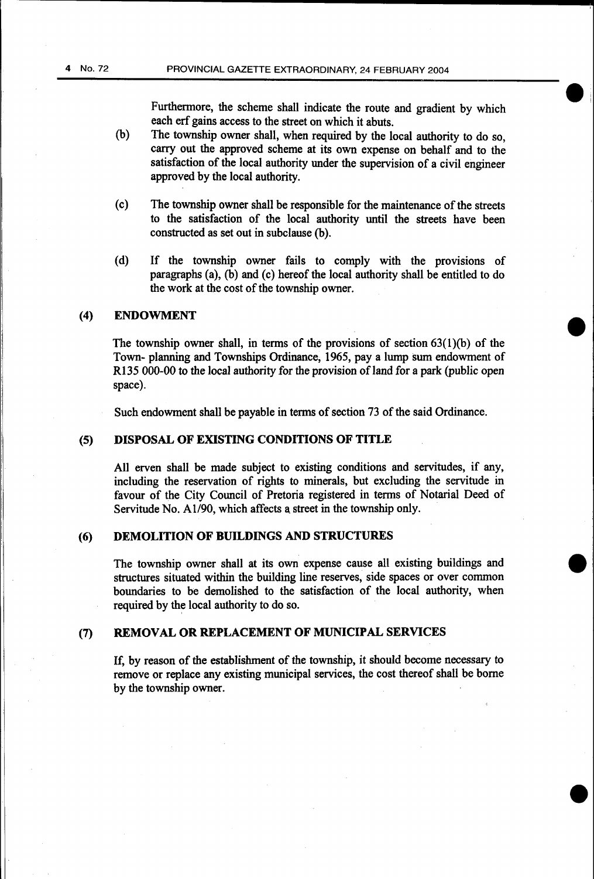Furthermore, the scheme shall indicate the route and gradient by which each erf gains access to the street on which it abuts.

(b) The township owner shall, when required by the local authority to do so, carry out the approved scheme at its own expense on behalf and to the satisfaction of the local authority under the supervision of a civil engineer approved by the local authority.

(c) The township owner shall be responsible for the maintenance of the streets to the satisfaction of the local authority until the streets have been constructed as set out in subclause (b).

(d) If the township owner fails to comply with the provisions of paragraphs (a), (b) and (c) hereof the local authority shall be entitled to do the work at the cost of the township owner.

### (4) ENDOWMENT

The township owner shall, in terms of the provisions of section 63(1)(b) of the Town- planning and Townships Ordinance, 1965, pay a lump sum endowment of R135 000-00 to the local authority for the provision of land for a park (public open space).

Such endowment shall be payable in terms of section 73 of the said Ordinance.

### (5) DISPOSAL OF EXISTING CONDITIONS OF TITLE

All erven shall be made subject to existing conditions and servitudes, if any, including the reservation of rights to minerals, but excluding the servitude in favour of the City Council of Pretoria registered in terms of Notarial Deed of Servitude No. A1/90, which affects a street in the township only.

### (6) DEMOLITION OF BUILDINGS AND STRUCTURES

The township owner shall at its own expense cause all existing buildings and structures situated within the building line reserves, side spaces or over common boundaries to be demolished to the satisfaction of the local authority, when required by the local authority to do so.

### (7) REMOVAL OR REPLACEMENT OF MUNICIPAL SERVICES

If, by reason of the establishment of the township, it should become necessary to remove or replace any existing municipal services, the cost thereof shall be borne by the township owner.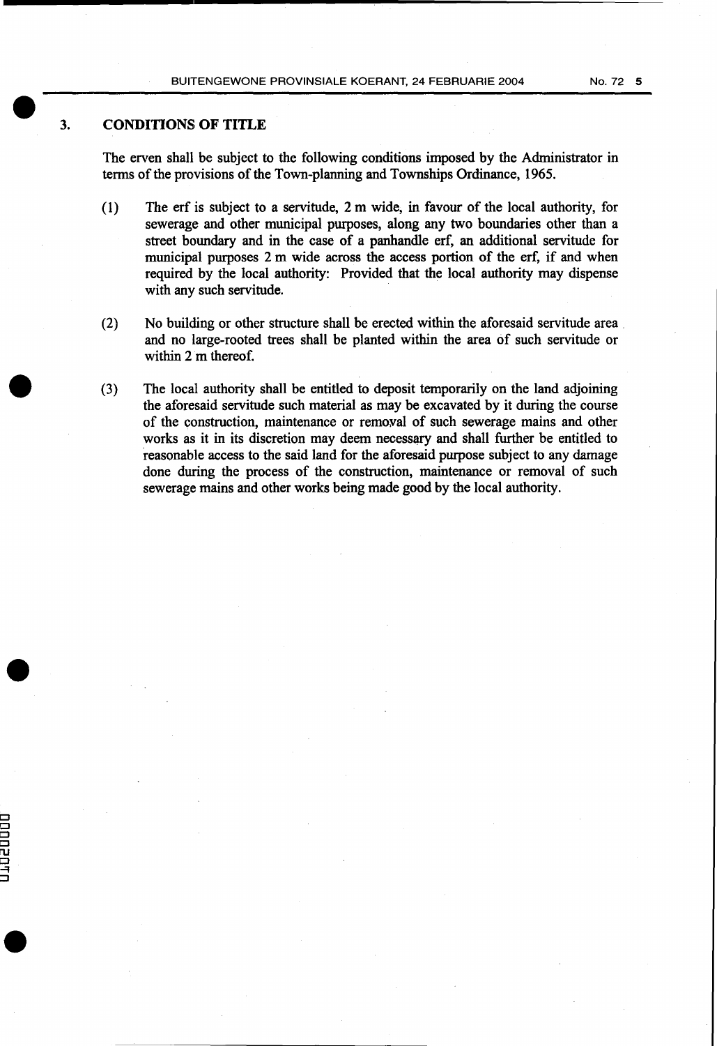## 3. CONDITIONS OF TITLE

The erven shall be subject to the following conditions imposed by the Administrator in terms of the provisions of the Town-planning and Townships Ordinance, 1965.

(1) The erf is subject to a servitude, 2 m wide, in favour of the local authority, for sewerage and other municipal purposes, along any two boundaries other than a street boundary and in the case of a panhandle erf, an additional servitude for municipal purposes 2 m wide across the access portion of the erf, if and when required by the local authority: Provided that the local authority may dispense with any such servitude.

(2) No building or other structure shall be erected within the aforesaid servitude area and no large-rooted trees shall be planted within the area of such servitude or within 2 m thereof.

(3) The local authority shall be entitled to deposit temporarily on the land adjoining the aforesaid servitude such material as may be excavated by it during the course of the construction, maintenance or removal of such sewerage mains and other works as it in its discretion may deem necessary and shall further be entitled to reasonable access to the said land for the aforesaid purpose subject to any damage done during the process of the construction, maintenance or removal of such sewerage mains and other works being made good by the local authority.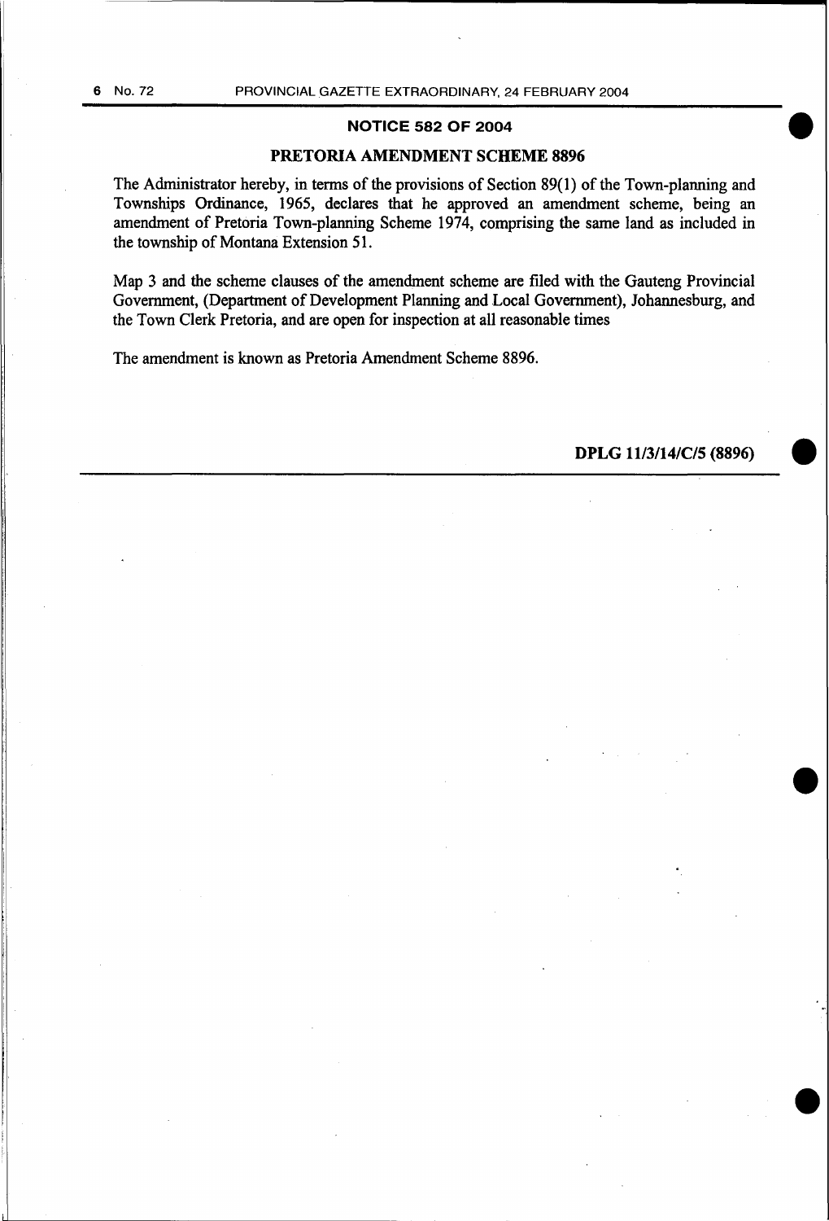## NOTICE 582 OF 2004

## PRETORIA AMENDMENT SCHEME 8896

The Administrator hereby, in terms of the provisions of Section 89(1) of the Town-planning and Townships Ordinance, 1965, declares that he approved an amendment scheme, being an amendment of Pretoria Town-planning Scheme 1974, comprising the same land as included in the township of Montana Extension 51.

Map 3 and the scheme clauses of the amendment scheme are filed with the Gauteng Provincial Government, (Department of Development Planning and Local Government), Johannesburg, and the Town Clerk Pretoria, and are open for inspection at all reasonable times

The amendment is known as Pretoria Amendment Scheme 8896.

**DPLG 11/3/14/C/5 (8896)**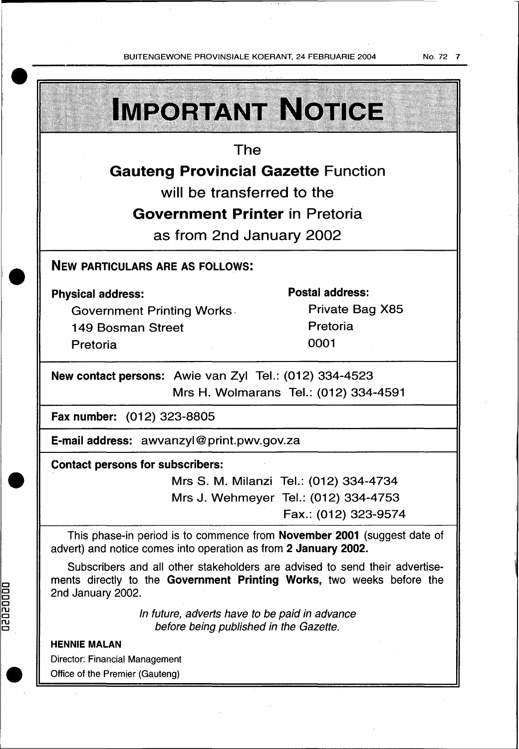# IMPORTANT NOTICE

The

**Gauteng Provincial Gazette** Function

will be transferred to the

**Government Printer** in Pretoria

as from 2nd January 2002

## NEW PARTICULARS ARE AS FOLLOWS:

**Physical address:**
Government Printing Works
149 Bosman Street
Pretoria

**Postal address:**
Private Bag X85
Pretoria
0001

**New contact persons:** Awie van Zyl Tel.: (012) 334-4523
Mrs H. Wolmarans Tel.: (012) 334-4591

**Fax number:** (012) 323-8805

**E-mail address:** awvanzyl@print.pwv.gov.za

**Contact persons for subscribers:**
Mrs S. M. Milanzi Tel.: (012) 334-4734
Mrs J. Wehmeyer Tel.: (012) 334-4753
Fax.: (012) 323-9574

This phase-in period is to commence from **November 2001** (suggest date of advert) and notice comes into operation as from **2 January 2002.**

Subscribers and all other stakeholders are advised to send their advertisements directly to the **Government Printing Works,** two weeks before the 2nd January 2002.

*In future, adverts have to be paid in advance before being published in the Gazette.*

**HENNIE MALAN**
Director: Financial Management
Office of the Premier (Gauteng)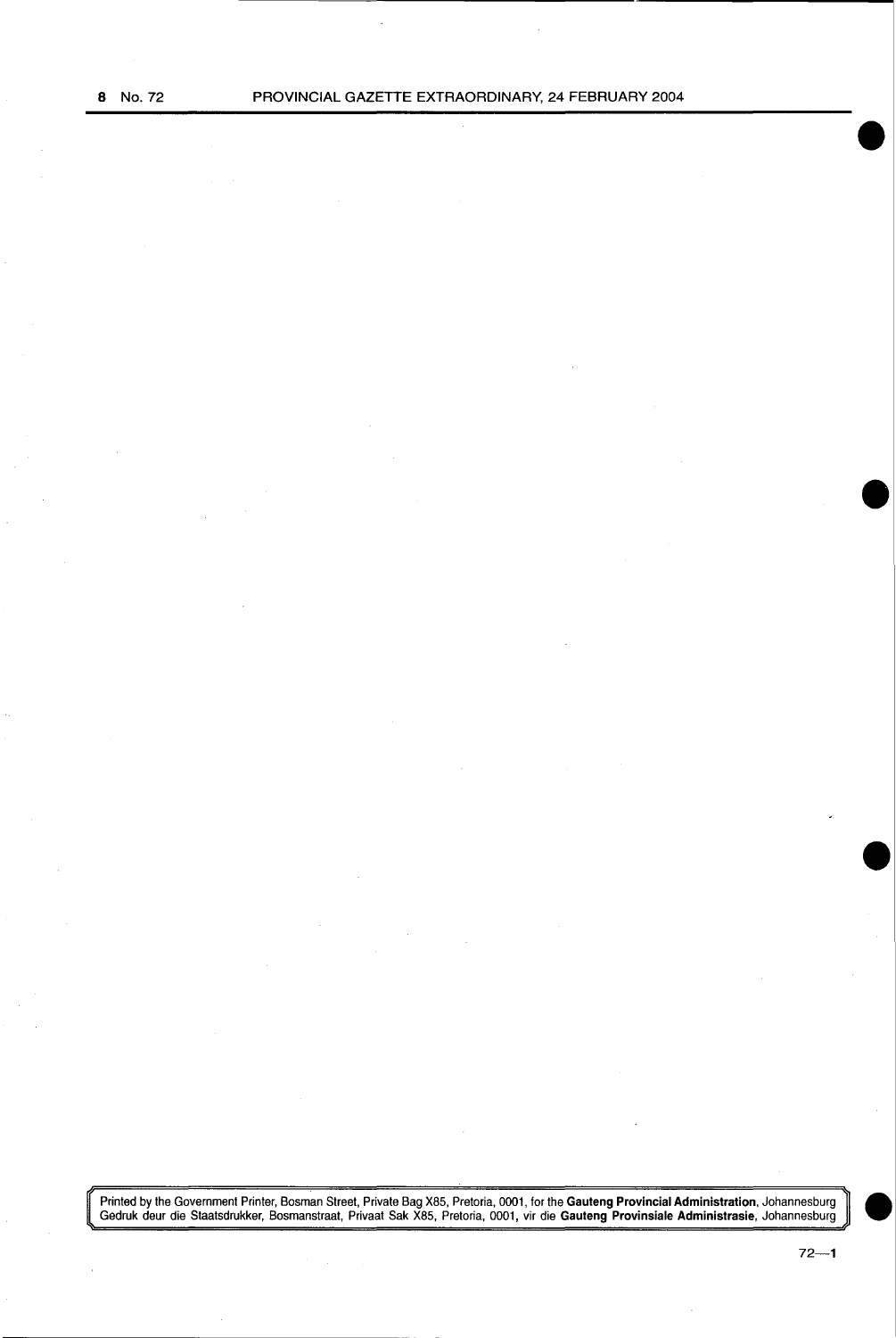Printed by the Government Printer, Bosman Street, Private Bag X85, Pretoria, 0001, for the **Gauteng Provincial Administration**, Johannesburg
Gedruk deur die Staatsdrukker, Bosmanstraat, Privaat Sak X85, Pretoria, 0001, vir die **Gauteng Provinsiale Administrasie**, Johannesburg

72—1